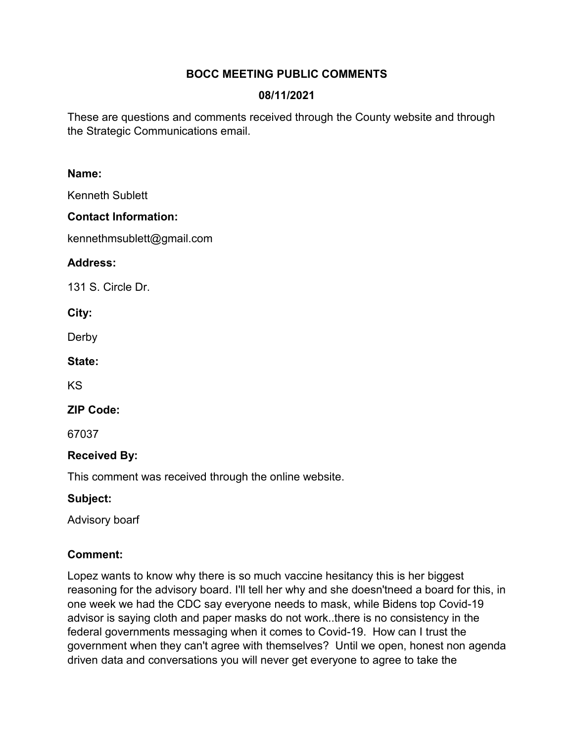# BOCC MEETING PUBLIC COMMENTS

## 08/11/2021

These are questions and comments received through the County website and through the Strategic Communications email.

**Name:**

Kenneth Sublett

**Contact Information:**

kennethmsublett@gmail.com

**Address:**

131 S. Circle Dr.

**City:**

Derby

**State:**

KS

**ZIP Code:**

67037

**Received By:**

This comment was received through the online website.

**Subject:**

Advisory boarf

**Comment:**

Lopez wants to know why there is so much vaccine hesitancy this is her biggest reasoning for the advisory board. I'll tell her why and she doesn'tneed a board for this, in one week we had the CDC say everyone needs to mask, while Bidens top Covid-19 advisor is saying cloth and paper masks do not work..there is no consistency in the federal governments messaging when it comes to Covid-19. How can I trust the government when they can't agree with themselves? Until we open, honest non agenda driven data and conversations you will never get everyone to agree to take the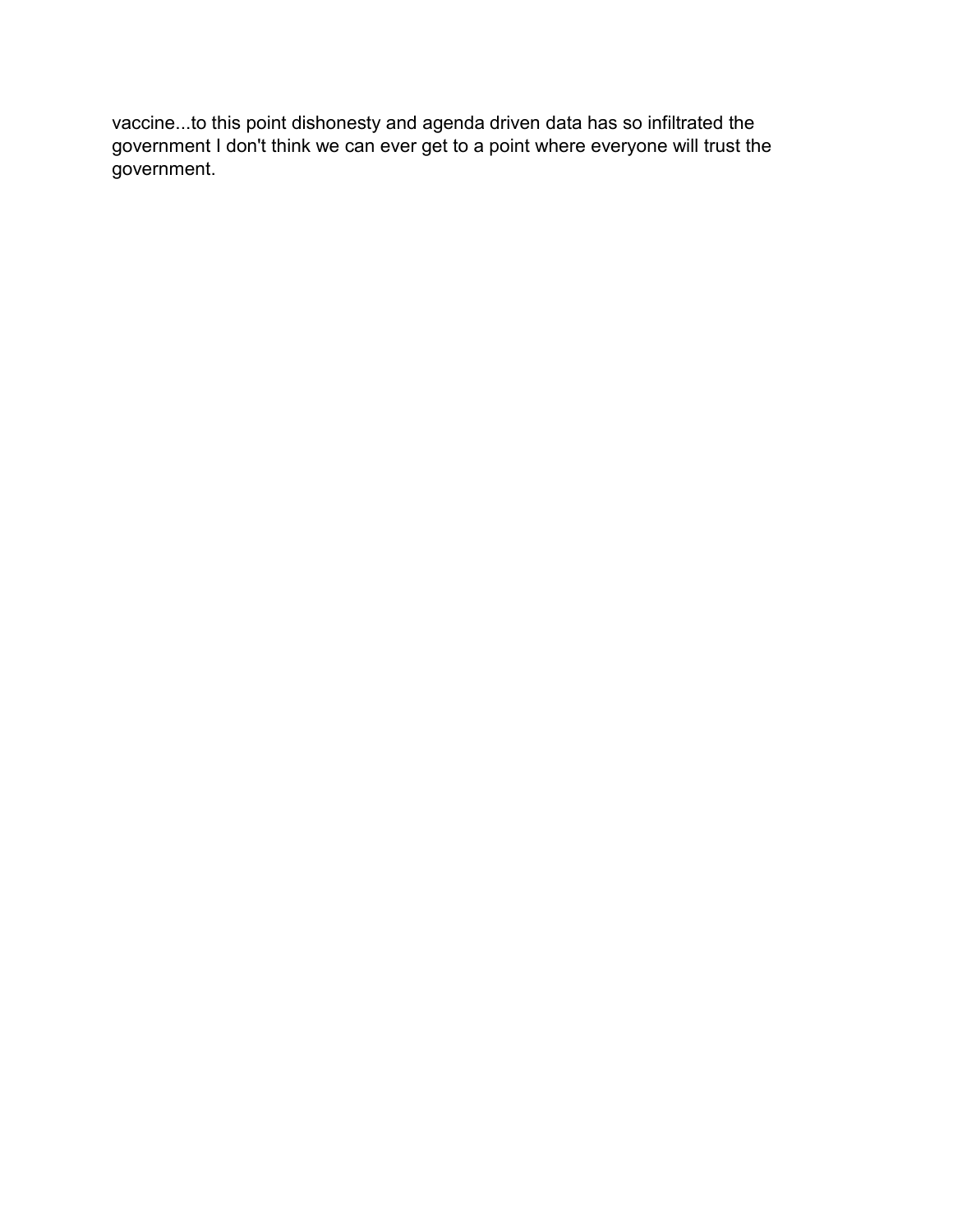vaccine...to this point dishonesty and agenda driven data has so infiltrated the government I don't think we can ever get to a point where everyone will trust the government.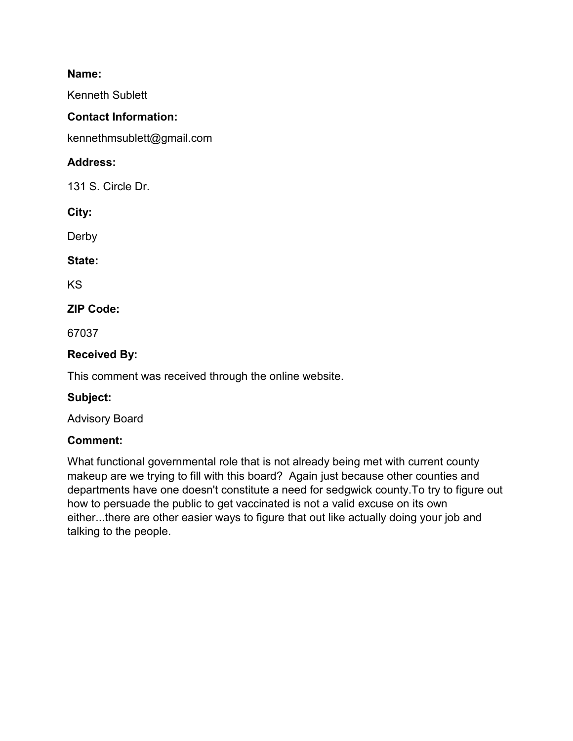**Name:**

Kenneth Sublett

**Contact Information:**

kennethmsublett@gmail.com

**Address:**

131 S. Circle Dr.

**City:**

Derby

**State:**

KS

**ZIP Code:**

67037

**Received By:**

This comment was received through the online website.

**Subject:**

Advisory Board

**Comment:**

What functional governmental role that is not already being met with current county makeup are we trying to fill with this board?  Again just because other counties and departments have one doesn't constitute a need for sedgwick county.To try to figure out how to persuade the public to get vaccinated is not a valid excuse on its own either...there are other easier ways to figure that out like actually doing your job and talking to the people.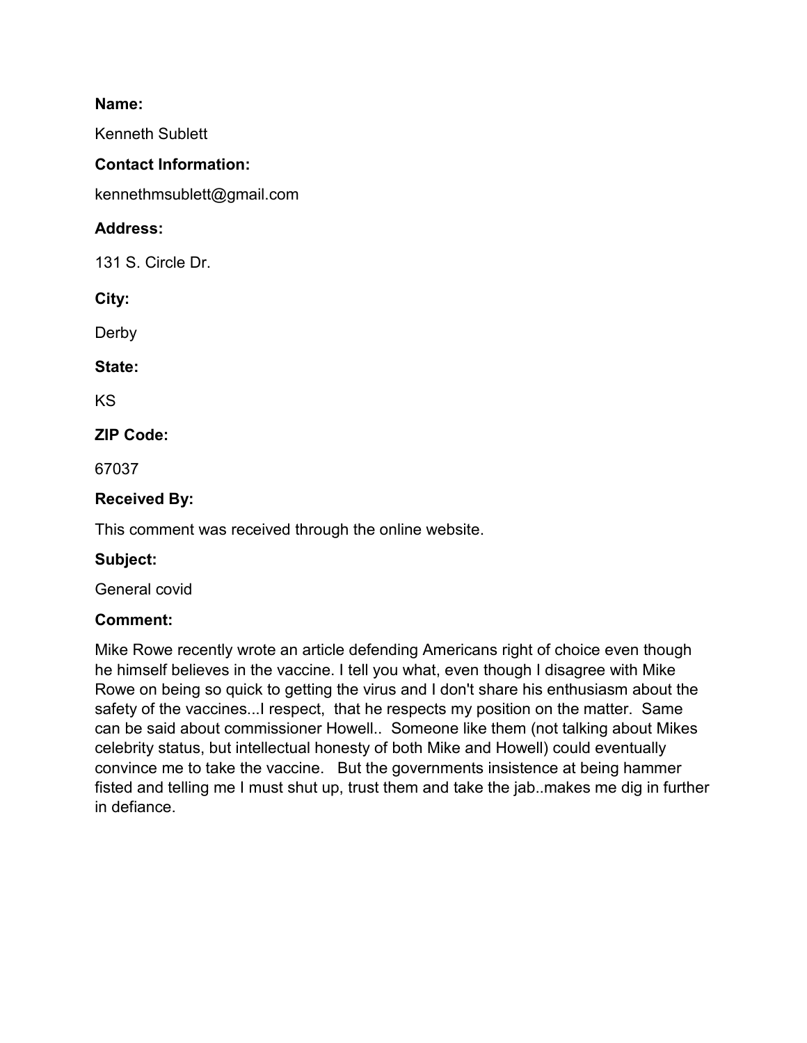**Name:**

Kenneth Sublett

**Contact Information:**

kennethmsublett@gmail.com

**Address:**

131 S. Circle Dr.

**City:**

Derby

**State:**

KS

**ZIP Code:**

67037

**Received By:**

This comment was received through the online website.

**Subject:**

General covid

**Comment:**

Mike Rowe recently wrote an article defending Americans right of choice even though he himself believes in the vaccine. I tell you what, even though I disagree with Mike Rowe on being so quick to getting the virus and I don't share his enthusiasm about the safety of the vaccines...I respect, that he respects my position on the matter. Same can be said about commissioner Howell.. Someone like them (not talking about Mikes celebrity status, but intellectual honesty of both Mike and Howell) could eventually convince me to take the vaccine. But the governments insistence at being hammer fisted and telling me I must shut up, trust them and take the jab..makes me dig in further in defiance.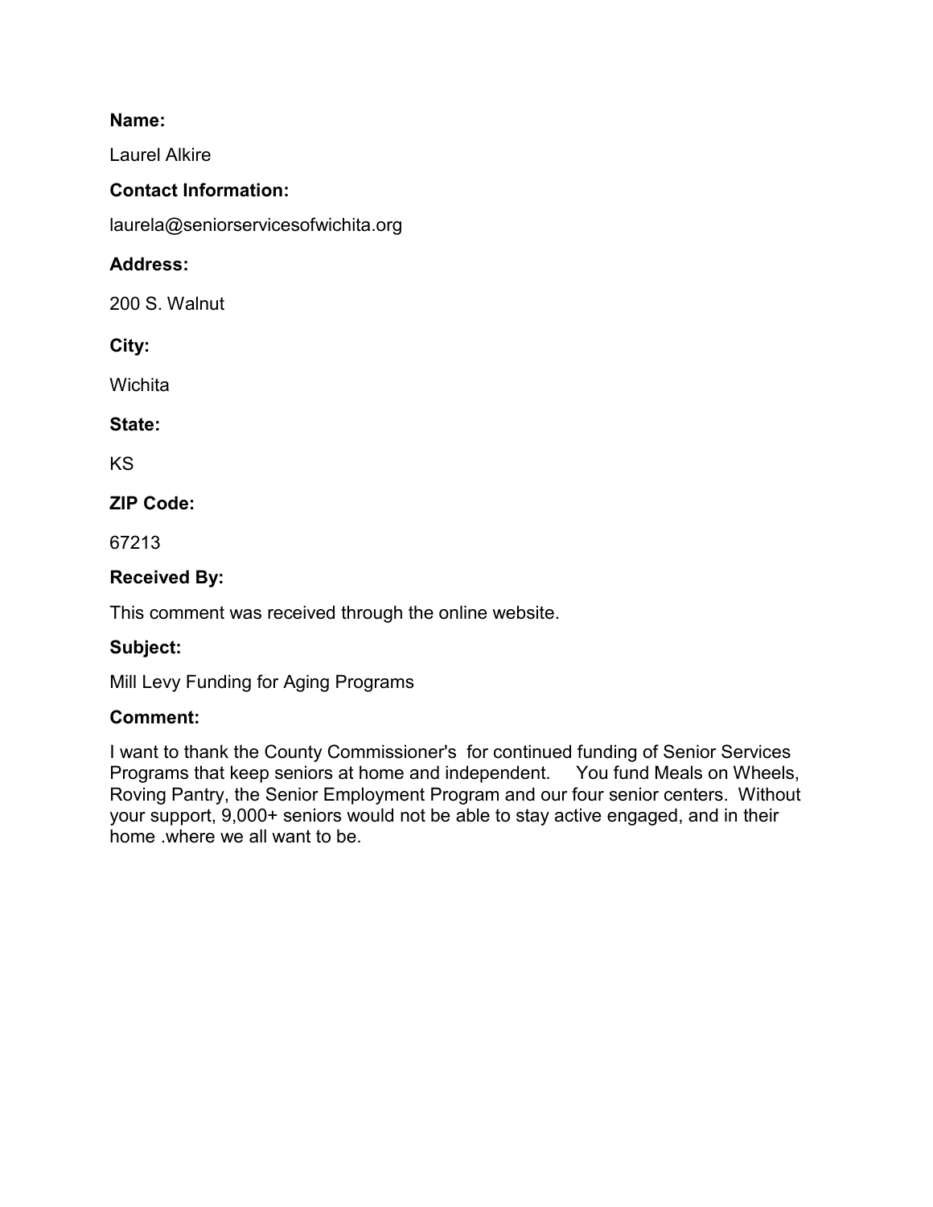**Name:**

Laurel Alkire

**Contact Information:**

laurela@seniorservicesofwichita.org

**Address:**

200 S. Walnut

**City:**

Wichita

**State:**

KS

**ZIP Code:**

67213

**Received By:**

This comment was received through the online website.

**Subject:**

Mill Levy Funding for Aging Programs

**Comment:**

I want to thank the County Commissioner's for continued funding of Senior Services Programs that keep seniors at home and independent. You fund Meals on Wheels, Roving Pantry, the Senior Employment Program and our four senior centers. Without your support, 9,000+ seniors would not be able to stay active engaged, and in their home .where we all want to be.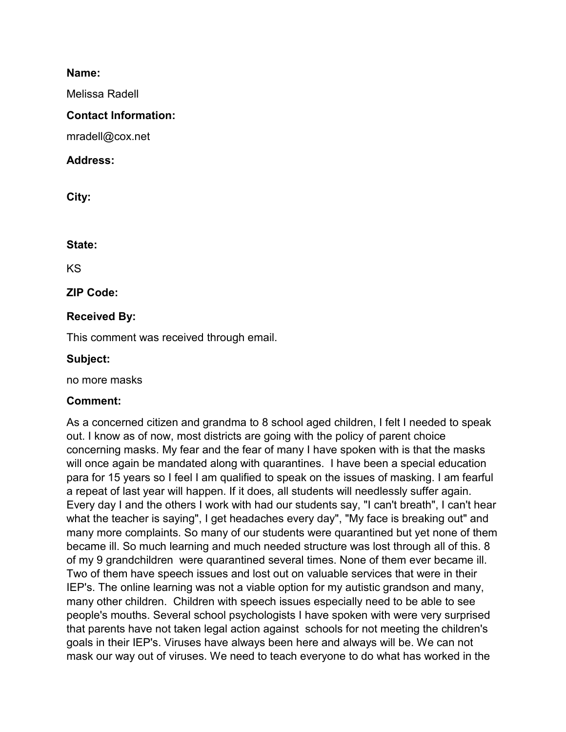**Name:**

Melissa Radell

**Contact Information:**

mradell@cox.net

**Address:**

**City:**

**State:**

KS

**ZIP Code:**

**Received By:**

This comment was received through email.

**Subject:**

no more masks

**Comment:**

As a concerned citizen and grandma to 8 school aged children, I felt I needed to speak out. I know as of now, most districts are going with the policy of parent choice concerning masks. My fear and the fear of many I have spoken with is that the masks will once again be mandated along with quarantines. I have been a special education para for 15 years so I feel I am qualified to speak on the issues of masking. I am fearful a repeat of last year will happen. If it does, all students will needlessly suffer again. Every day I and the others I work with had our students say, "I can't breath", I can't hear what the teacher is saying", I get headaches every day", "My face is breaking out" and many more complaints. So many of our students were quarantined but yet none of them became ill. So much learning and much needed structure was lost through all of this. 8 of my 9 grandchildren were quarantined several times. None of them ever became ill. Two of them have speech issues and lost out on valuable services that were in their IEP's. The online learning was not a viable option for my autistic grandson and many, many other children. Children with speech issues especially need to be able to see people's mouths. Several school psychologists I have spoken with were very surprised that parents have not taken legal action against schools for not meeting the children's goals in their IEP's. Viruses have always been here and always will be. We can not mask our way out of viruses. We need to teach everyone to do what has worked in the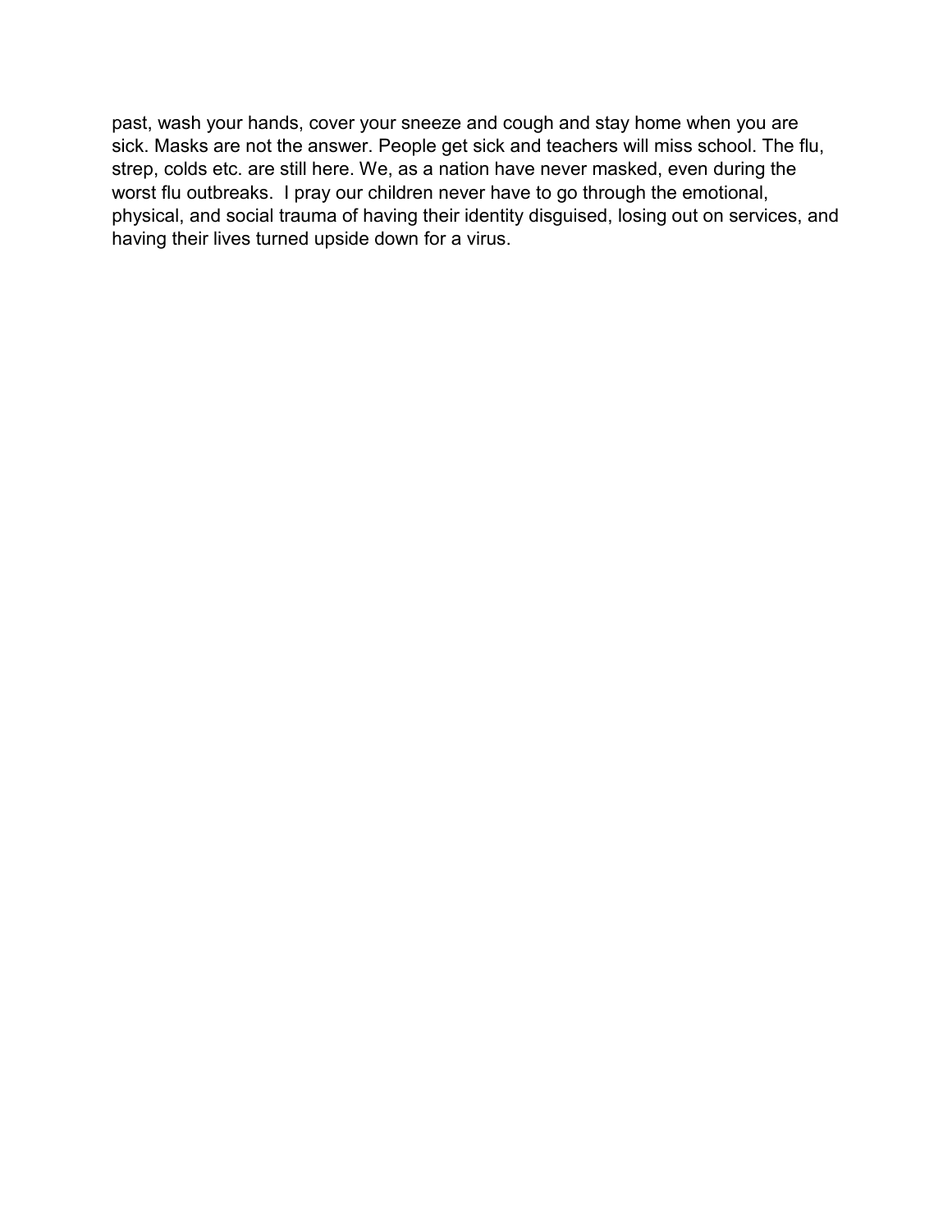past, wash your hands, cover your sneeze and cough and stay home when you are sick. Masks are not the answer. People get sick and teachers will miss school. The flu, strep, colds etc. are still here. We, as a nation have never masked, even during the worst flu outbreaks.  I pray our children never have to go through the emotional, physical, and social trauma of having their identity disguised, losing out on services, and having their lives turned upside down for a virus.